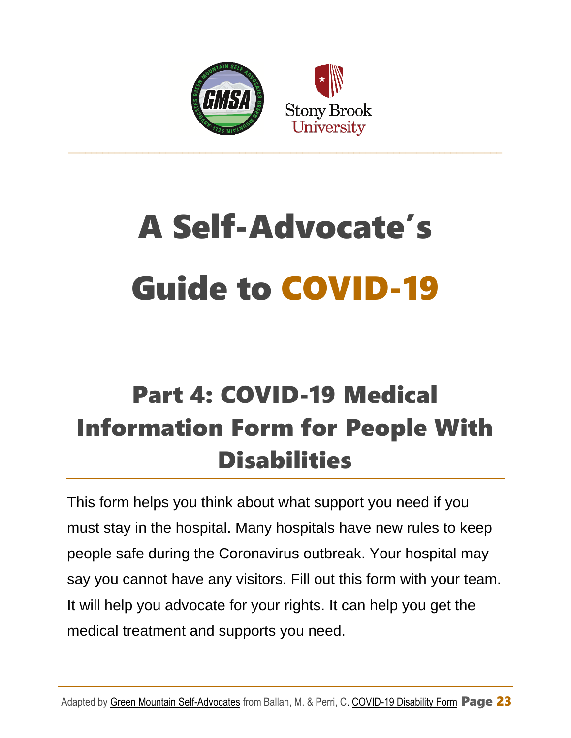# A Self-Advocate's Guide to COVID-19

## Part 4: COVID-19 Medical Information Form for People With Disabilities

This form helps you think about what support you need if you must stay in the hospital. Many hospitals have new rules to keep people safe during the Coronavirus outbreak. Your hospital may say you cannot have any visitors. Fill out this form with your team. It will help you advocate for your rights. It can help you get the medical treatment and supports you need.

Adapted by Green Mountain Self-Advocates from Ballan, M. & Perri, C. COVID-19 Disability Form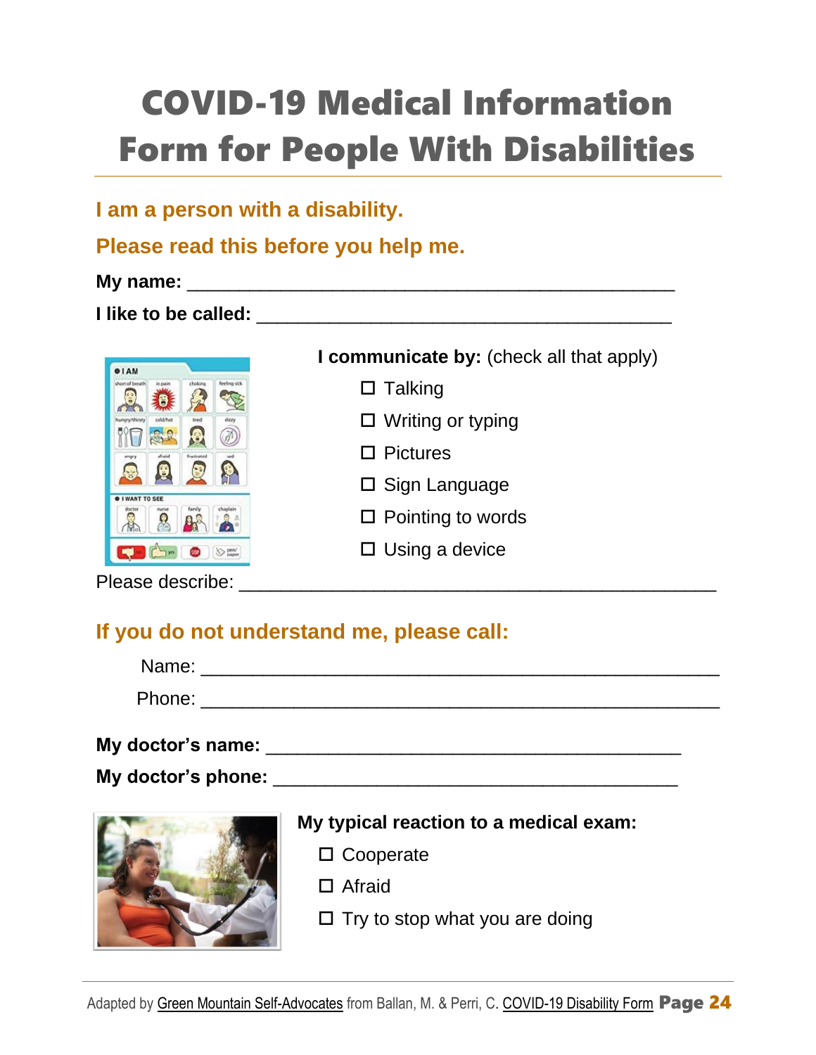# COVID-19 Medical Information Form for People With Disabilities

## I am a person with a disability.

## Please read this before you help me.

**My name:** ____________________________________________

**I like to be called:** ______________________________________

**I communicate by:** (check all that apply)

- ☐ Talking
- ☐ Writing or typing
- ☐ Pictures
- ☐ Sign Language
- ☐ Pointing to words
- ☐ Using a device

Please describe: ____________________________________________

## If you do not understand me, please call:

Name: ____________________________________________

Phone: ____________________________________________

**My doctor's name:** ______________________________________

**My doctor's phone:** ______________________________________

**My typical reaction to a medical exam:**

- ☐ Cooperate
- ☐ Afraid
- ☐ Try to stop what you are doing

Adapted by Green Mountain Self-Advocates from Ballan, M. & Perri, C. COVID-19 Disability Form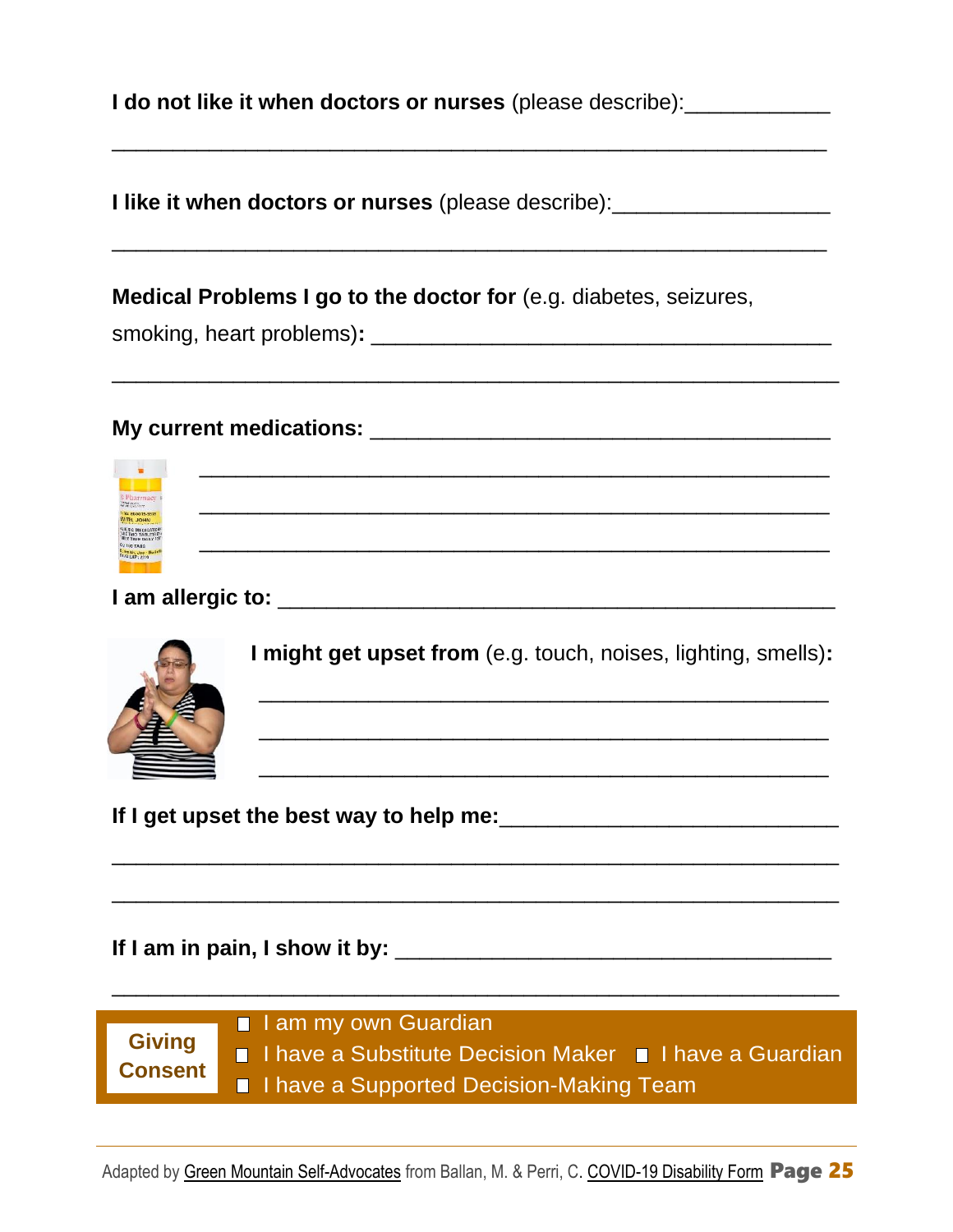**I do not like it when doctors or nurses** (please describe):____________

_______________________________________________________________

**I like it when doctors or nurses** (please describe):__________________

_______________________________________________________________

**Medical Problems I go to the doctor for** (e.g. diabetes, seizures, smoking, heart problems)**:** _____________________________________

_______________________________________________________________

**My current medications:** ______________________________________

_______________________________________________________

_______________________________________________________

_______________________________________________________

**I am allergic to:** _______________________________________________

**I might get upset from** (e.g. touch, noises, lighting, smells)**:**

_______________________________________________________

_______________________________________________________

_______________________________________________________

**If I get upset the best way to help me:**___________________________

_______________________________________________________________

_______________________________________________________________

**If I am in pain, I show it by:** ______________________________________

_______________________________________________________________

**Giving Consent**

- ☐ I am my own Guardian
- ☐ I have a Substitute Decision Maker ☐ I have a Guardian
- ☐ I have a Supported Decision-Making Team

Adapted by Green Mountain Self-Advocates from Ballan, M. & Perri, C. COVID-19 Disability Form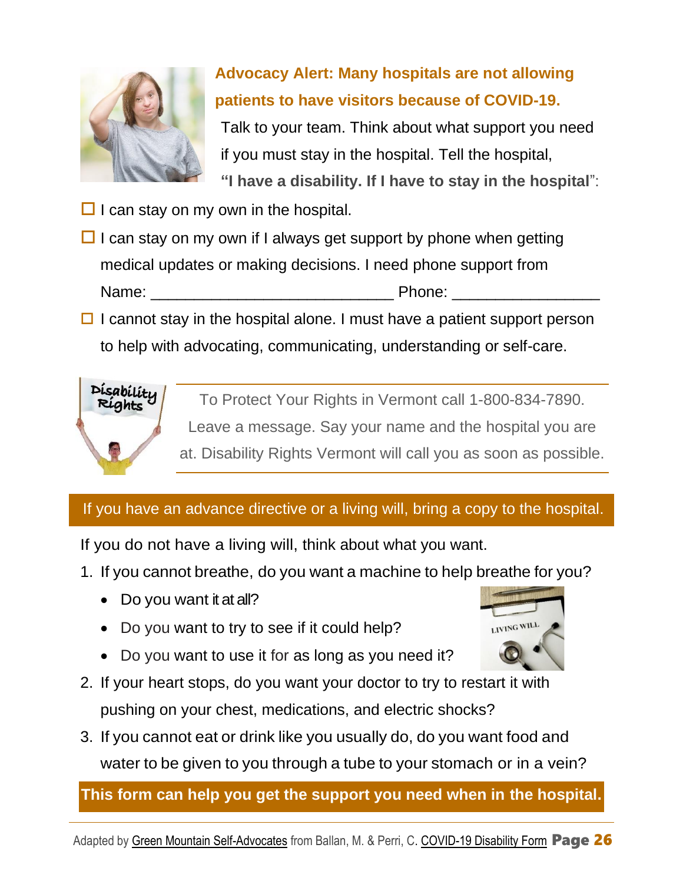**Advocacy Alert: Many hospitals are not allowing patients to have visitors because of COVID-19.**

Talk to your team. Think about what support you need if you must stay in the hospital. Tell the hospital, **"I have a disability. If I have to stay in the hospital"**:

- ☐ I can stay on my own in the hospital.
- ☐ I can stay on my own if I always get support by phone when getting medical updates or making decisions. I need phone support from Name: ___________________________ Phone: ________________
- ☐ I cannot stay in the hospital alone. I must have a patient support person to help with advocating, communicating, understanding or self-care.

To Protect Your Rights in Vermont call 1-800-834-7890. Leave a message. Say your name and the hospital you are at. Disability Rights Vermont will call you as soon as possible.

## If you have an advance directive or a living will, bring a copy to the hospital.

If you do not have a living will, think about what you want.

1. If you cannot breathe, do you want a machine to help breathe for you?
   - Do you want it at all?
   - Do you want to try to see if it could help?
   - Do you want to use it for as long as you need it?
2. If your heart stops, do you want your doctor to try to restart it with pushing on your chest, medications, and electric shocks?
3. If you cannot eat or drink like you usually do, do you want food and water to be given to you through a tube to your stomach or in a vein?

**This form can help you get the support you need when in the hospital.**

Adapted by Green Mountain Self-Advocates from Ballan, M. & Perri, C. COVID-19 Disability Form